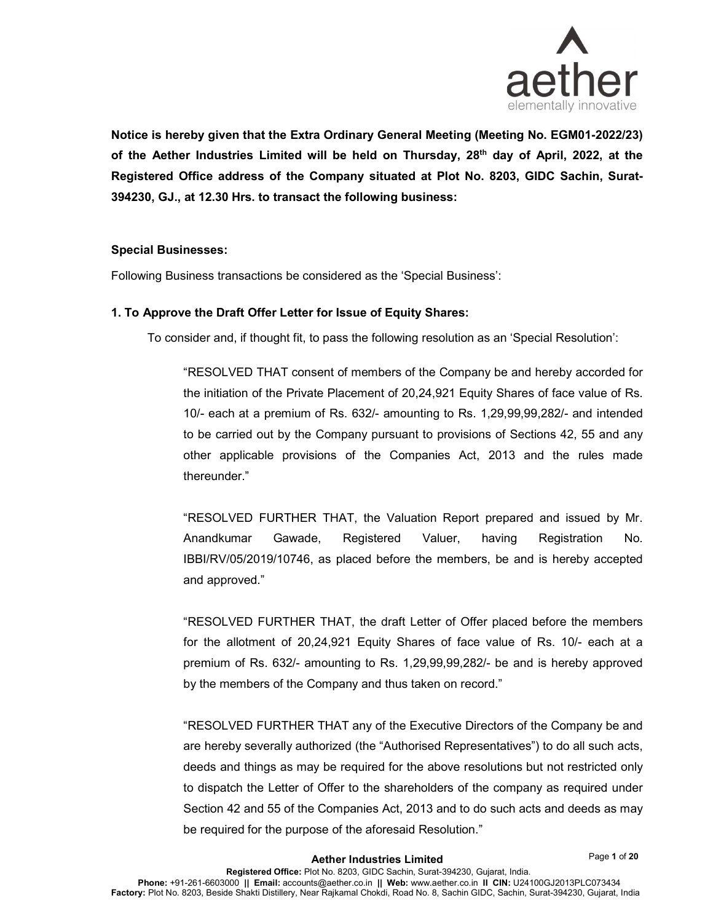**Notice is hereby given that the Extra Ordinary General Meeting (Meeting No. EGM01-2022/23) of the Aether Industries Limited will be held on Thursday, 28th day of April, 2022, at the Registered Office address of the Company situated at Plot No. 8203, GIDC Sachin, Surat-394230, GJ., at 12.30 Hrs. to transact the following business:**

**Special Businesses:**

Following Business transactions be considered as the 'Special Business':

**1. To Approve the Draft Offer Letter for Issue of Equity Shares:**

To consider and, if thought fit, to pass the following resolution as an 'Special Resolution':

"RESOLVED THAT consent of members of the Company be and hereby accorded for the initiation of the Private Placement of 20,24,921 Equity Shares of face value of Rs. 10/- each at a premium of Rs. 632/- amounting to Rs. 1,29,99,99,282/- and intended to be carried out by the Company pursuant to provisions of Sections 42, 55 and any other applicable provisions of the Companies Act, 2013 and the rules made thereunder."

"RESOLVED FURTHER THAT, the Valuation Report prepared and issued by Mr. Anandkumar Gawade, Registered Valuer, having Registration No. IBBI/RV/05/2019/10746, as placed before the members, be and is hereby accepted and approved."

"RESOLVED FURTHER THAT, the draft Letter of Offer placed before the members for the allotment of 20,24,921 Equity Shares of face value of Rs. 10/- each at a premium of Rs. 632/- amounting to Rs. 1,29,99,99,282/- be and is hereby approved by the members of the Company and thus taken on record."

"RESOLVED FURTHER THAT any of the Executive Directors of the Company be and are hereby severally authorized (the "Authorised Representatives") to do all such acts, deeds and things as may be required for the above resolutions but not restricted only to dispatch the Letter of Offer to the shareholders of the company as required under Section 42 and 55 of the Companies Act, 2013 and to do such acts and deeds as may be required for the purpose of the aforesaid Resolution."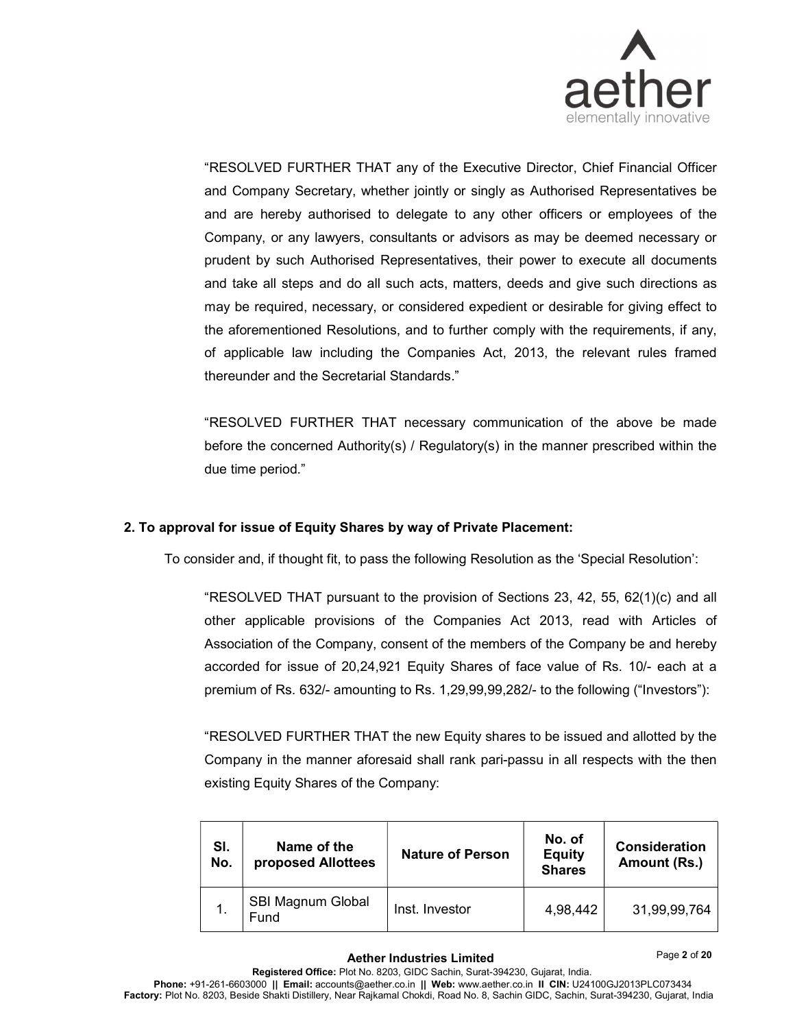"RESOLVED FURTHER THAT any of the Executive Director, Chief Financial Officer and Company Secretary, whether jointly or singly as Authorised Representatives be and are hereby authorised to delegate to any other officers or employees of the Company, or any lawyers, consultants or advisors as may be deemed necessary or prudent by such Authorised Representatives, their power to execute all documents and take all steps and do all such acts, matters, deeds and give such directions as may be required, necessary, or considered expedient or desirable for giving effect to the aforementioned Resolutions, and to further comply with the requirements, if any, of applicable law including the Companies Act, 2013, the relevant rules framed thereunder and the Secretarial Standards."

"RESOLVED FURTHER THAT necessary communication of the above be made before the concerned Authority(s) / Regulatory(s) in the manner prescribed within the due time period."

**2. To approval for issue of Equity Shares by way of Private Placement:**

To consider and, if thought fit, to pass the following Resolution as the 'Special Resolution':

"RESOLVED THAT pursuant to the provision of Sections 23, 42, 55, 62(1)(c) and all other applicable provisions of the Companies Act 2013, read with Articles of Association of the Company, consent of the members of the Company be and hereby accorded for issue of 20,24,921 Equity Shares of face value of Rs. 10/- each at a premium of Rs. 632/- amounting to Rs. 1,29,99,99,282/- to the following ("Investors"):

"RESOLVED FURTHER THAT the new Equity shares to be issued and allotted by the Company in the manner aforesaid shall rank pari-passu in all respects with the then existing Equity Shares of the Company:

| Sl. No. | Name of the proposed Allottees | Nature of Person | No. of Equity Shares | Consideration Amount (Rs.) |
|---|---|---|---|---|
| 1. | SBI Magnum Global Fund | Inst. Investor | 4,98,442 | 31,99,99,764 |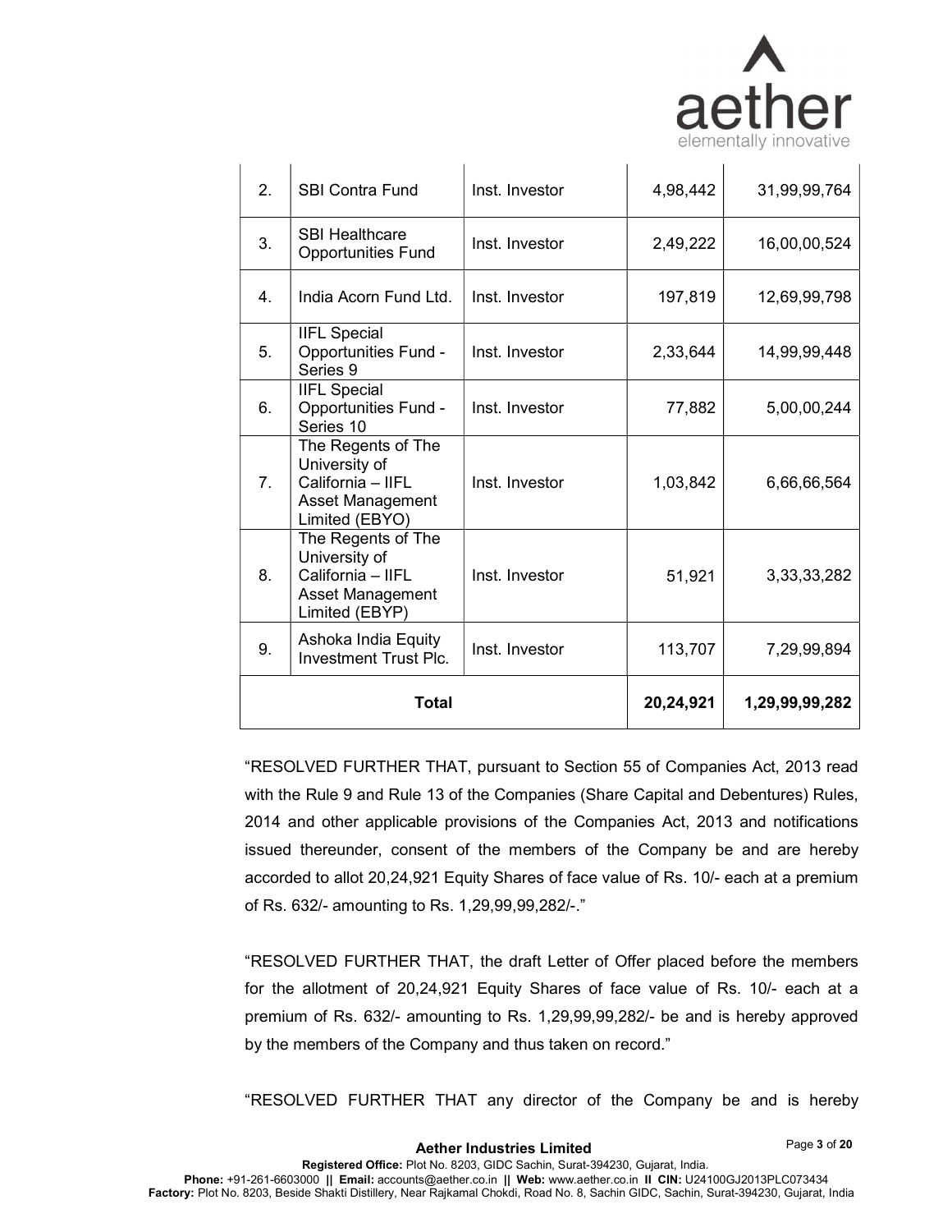| 2. | SBI Contra Fund | Inst. Investor | 4,98,442 | 31,99,99,764 |
|---|---|---|---|---|
| 3. | SBI Healthcare Opportunities Fund | Inst. Investor | 2,49,222 | 16,00,00,524 |
| 4. | India Acorn Fund Ltd. | Inst. Investor | 197,819 | 12,69,99,798 |
| 5. | IIFL Special Opportunities Fund - Series 9 | Inst. Investor | 2,33,644 | 14,99,99,448 |
| 6. | IIFL Special Opportunities Fund - Series 10 | Inst. Investor | 77,882 | 5,00,00,244 |
| 7. | The Regents of The University of California – IIFL Asset Management Limited (EBYO) | Inst. Investor | 1,03,842 | 6,66,66,564 |
| 8. | The Regents of The University of California – IIFL Asset Management Limited (EBYP) | Inst. Investor | 51,921 | 3,33,33,282 |
| 9. | Ashoka India Equity Investment Trust Plc. | Inst. Investor | 113,707 | 7,29,99,894 |
| **Total** | | | **20,24,921** | **1,29,99,99,282** |

"RESOLVED FURTHER THAT, pursuant to Section 55 of Companies Act, 2013 read with the Rule 9 and Rule 13 of the Companies (Share Capital and Debentures) Rules, 2014 and other applicable provisions of the Companies Act, 2013 and notifications issued thereunder, consent of the members of the Company be and are hereby accorded to allot 20,24,921 Equity Shares of face value of Rs. 10/- each at a premium of Rs. 632/- amounting to Rs. 1,29,99,99,282/-."

"RESOLVED FURTHER THAT, the draft Letter of Offer placed before the members for the allotment of 20,24,921 Equity Shares of face value of Rs. 10/- each at a premium of Rs. 632/- amounting to Rs. 1,29,99,99,282/- be and is hereby approved by the members of the Company and thus taken on record."

"RESOLVED FURTHER THAT any director of the Company be and is hereby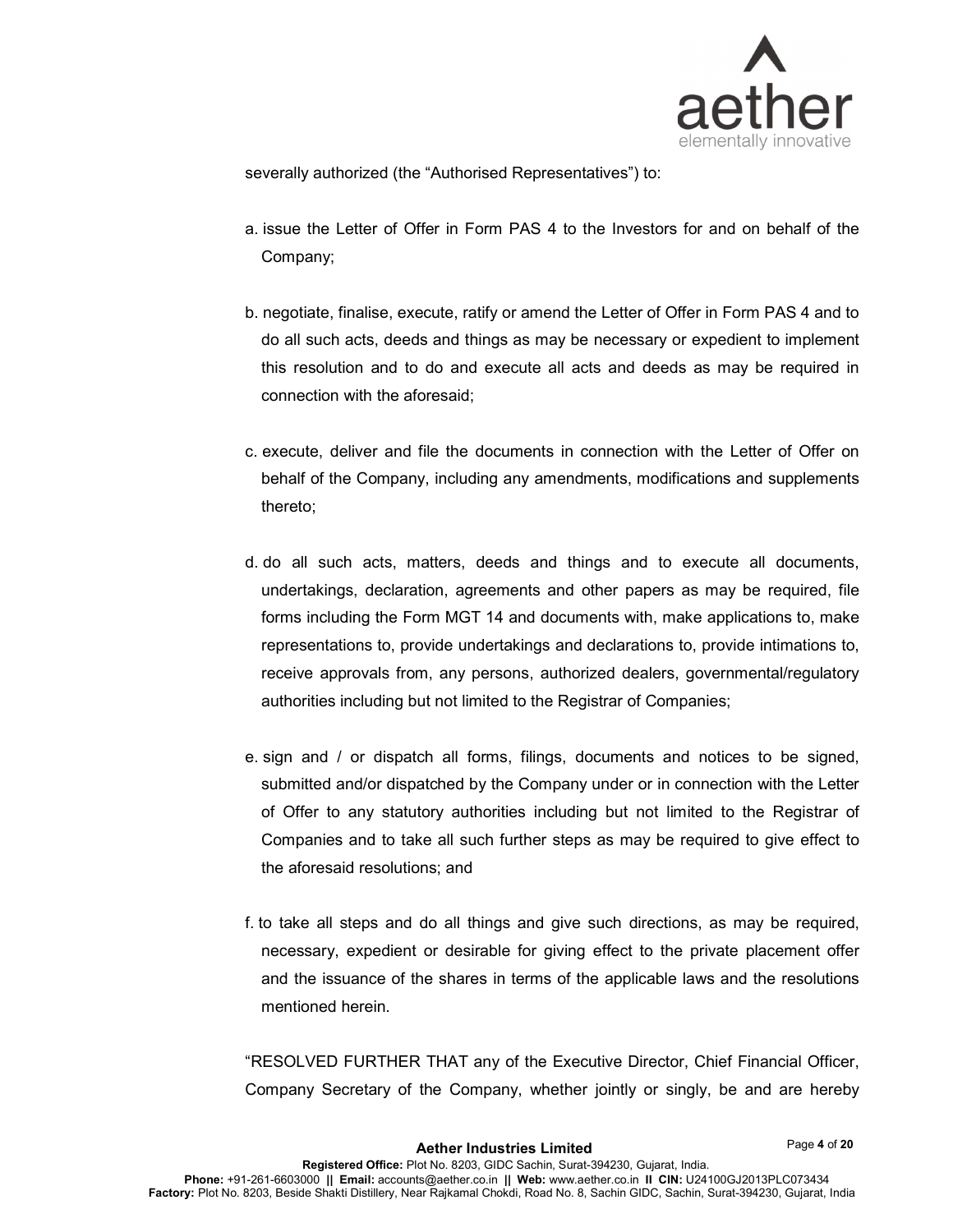severally authorized (the “Authorised Representatives”) to:

a. issue the Letter of Offer in Form PAS 4 to the Investors for and on behalf of the Company;

b. negotiate, finalise, execute, ratify or amend the Letter of Offer in Form PAS 4 and to do all such acts, deeds and things as may be necessary or expedient to implement this resolution and to do and execute all acts and deeds as may be required in connection with the aforesaid;

c. execute, deliver and file the documents in connection with the Letter of Offer on behalf of the Company, including any amendments, modifications and supplements thereto;

d. do all such acts, matters, deeds and things and to execute all documents, undertakings, declaration, agreements and other papers as may be required, file forms including the Form MGT 14 and documents with, make applications to, make representations to, provide undertakings and declarations to, provide intimations to, receive approvals from, any persons, authorized dealers, governmental/regulatory authorities including but not limited to the Registrar of Companies;

e. sign and / or dispatch all forms, filings, documents and notices to be signed, submitted and/or dispatched by the Company under or in connection with the Letter of Offer to any statutory authorities including but not limited to the Registrar of Companies and to take all such further steps as may be required to give effect to the aforesaid resolutions; and

f. to take all steps and do all things and give such directions, as may be required, necessary, expedient or desirable for giving effect to the private placement offer and the issuance of the shares in terms of the applicable laws and the resolutions mentioned herein.

“RESOLVED FURTHER THAT any of the Executive Director, Chief Financial Officer, Company Secretary of the Company, whether jointly or singly, be and are hereby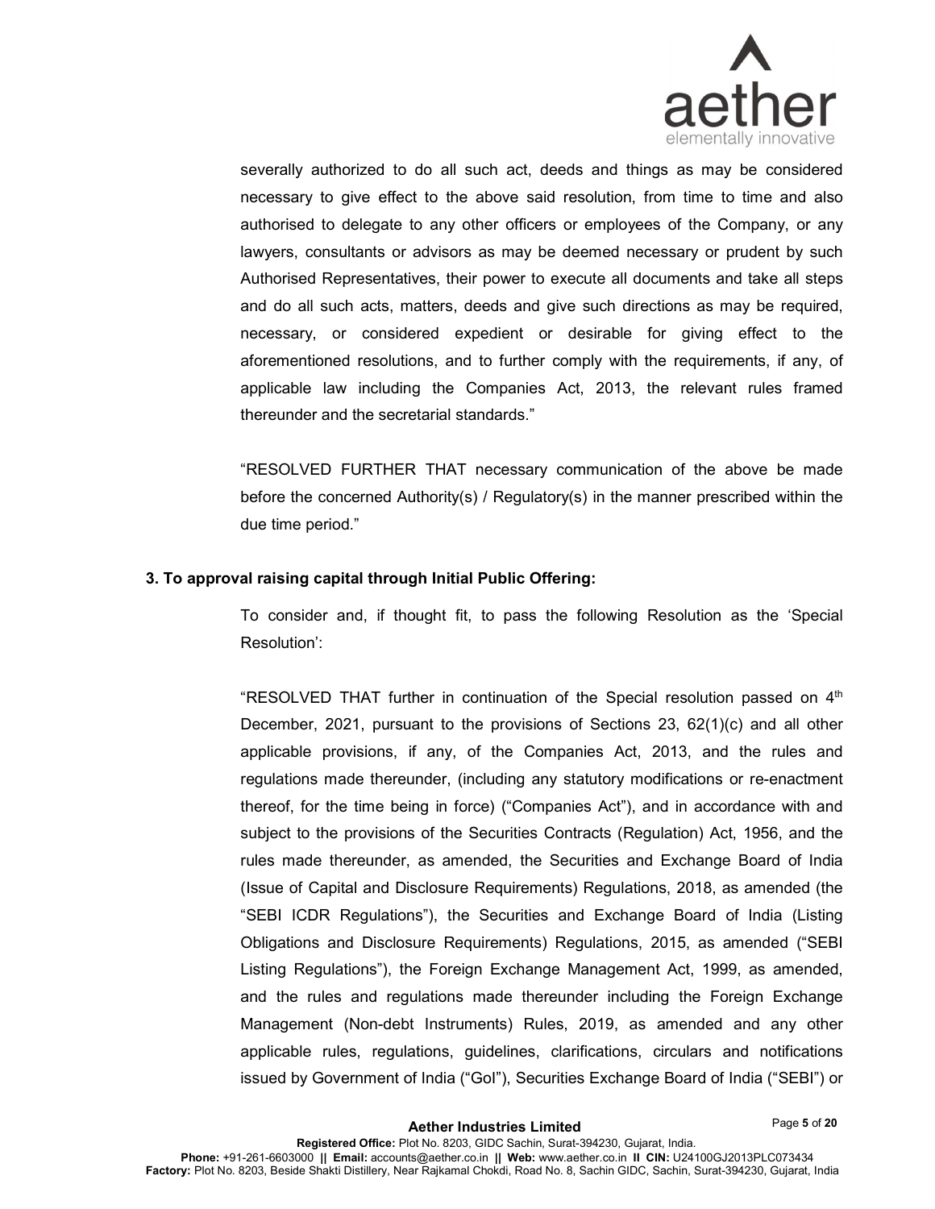severally authorized to do all such act, deeds and things as may be considered necessary to give effect to the above said resolution, from time to time and also authorised to delegate to any other officers or employees of the Company, or any lawyers, consultants or advisors as may be deemed necessary or prudent by such Authorised Representatives, their power to execute all documents and take all steps and do all such acts, matters, deeds and give such directions as may be required, necessary, or considered expedient or desirable for giving effect to the aforementioned resolutions, and to further comply with the requirements, if any, of applicable law including the Companies Act, 2013, the relevant rules framed thereunder and the secretarial standards."

"RESOLVED FURTHER THAT necessary communication of the above be made before the concerned Authority(s) / Regulatory(s) in the manner prescribed within the due time period."

**3. To approval raising capital through Initial Public Offering:**

To consider and, if thought fit, to pass the following Resolution as the 'Special Resolution':

"RESOLVED THAT further in continuation of the Special resolution passed on 4th December, 2021, pursuant to the provisions of Sections 23, 62(1)(c) and all other applicable provisions, if any, of the Companies Act, 2013, and the rules and regulations made thereunder, (including any statutory modifications or re-enactment thereof, for the time being in force) ("Companies Act"), and in accordance with and subject to the provisions of the Securities Contracts (Regulation) Act, 1956, and the rules made thereunder, as amended, the Securities and Exchange Board of India (Issue of Capital and Disclosure Requirements) Regulations, 2018, as amended (the "SEBI ICDR Regulations"), the Securities and Exchange Board of India (Listing Obligations and Disclosure Requirements) Regulations, 2015, as amended ("SEBI Listing Regulations"), the Foreign Exchange Management Act, 1999, as amended, and the rules and regulations made thereunder including the Foreign Exchange Management (Non-debt Instruments) Rules, 2019, as amended and any other applicable rules, regulations, guidelines, clarifications, circulars and notifications issued by Government of India ("GoI"), Securities Exchange Board of India ("SEBI") or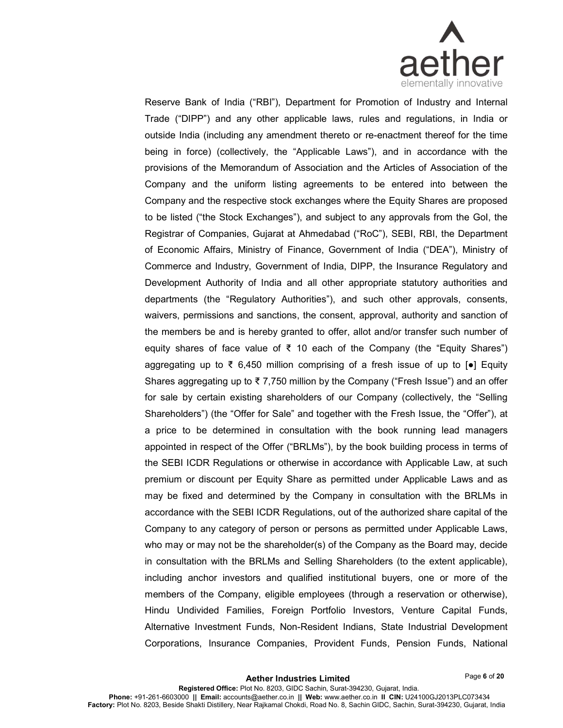Reserve Bank of India ("RBI"), Department for Promotion of Industry and Internal Trade ("DIPP") and any other applicable laws, rules and regulations, in India or outside India (including any amendment thereto or re-enactment thereof for the time being in force) (collectively, the "Applicable Laws"), and in accordance with the provisions of the Memorandum of Association and the Articles of Association of the Company and the uniform listing agreements to be entered into between the Company and the respective stock exchanges where the Equity Shares are proposed to be listed ("the Stock Exchanges"), and subject to any approvals from the GoI, the Registrar of Companies, Gujarat at Ahmedabad ("RoC"), SEBI, RBI, the Department of Economic Affairs, Ministry of Finance, Government of India ("DEA"), Ministry of Commerce and Industry, Government of India, DIPP, the Insurance Regulatory and Development Authority of India and all other appropriate statutory authorities and departments (the "Regulatory Authorities"), and such other approvals, consents, waivers, permissions and sanctions, the consent, approval, authority and sanction of the members be and is hereby granted to offer, allot and/or transfer such number of equity shares of face value of ₹ 10 each of the Company (the "Equity Shares") aggregating up to ₹ 6,450 million comprising of a fresh issue of up to [●] Equity Shares aggregating up to ₹ 7,750 million by the Company ("Fresh Issue") and an offer for sale by certain existing shareholders of our Company (collectively, the "Selling Shareholders") (the "Offer for Sale" and together with the Fresh Issue, the "Offer"), at a price to be determined in consultation with the book running lead managers appointed in respect of the Offer ("BRLMs"), by the book building process in terms of the SEBI ICDR Regulations or otherwise in accordance with Applicable Law, at such premium or discount per Equity Share as permitted under Applicable Laws and as may be fixed and determined by the Company in consultation with the BRLMs in accordance with the SEBI ICDR Regulations, out of the authorized share capital of the Company to any category of person or persons as permitted under Applicable Laws, who may or may not be the shareholder(s) of the Company as the Board may, decide in consultation with the BRLMs and Selling Shareholders (to the extent applicable), including anchor investors and qualified institutional buyers, one or more of the members of the Company, eligible employees (through a reservation or otherwise), Hindu Undivided Families, Foreign Portfolio Investors, Venture Capital Funds, Alternative Investment Funds, Non-Resident Indians, State Industrial Development Corporations, Insurance Companies, Provident Funds, Pension Funds, National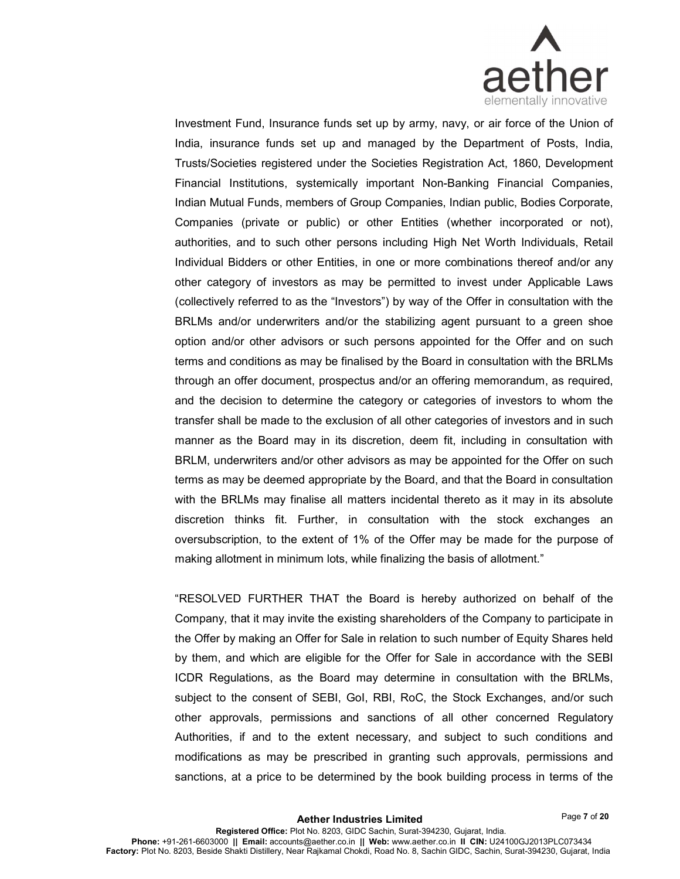Investment Fund, Insurance funds set up by army, navy, or air force of the Union of India, insurance funds set up and managed by the Department of Posts, India, Trusts/Societies registered under the Societies Registration Act, 1860, Development Financial Institutions, systemically important Non-Banking Financial Companies, Indian Mutual Funds, members of Group Companies, Indian public, Bodies Corporate, Companies (private or public) or other Entities (whether incorporated or not), authorities, and to such other persons including High Net Worth Individuals, Retail Individual Bidders or other Entities, in one or more combinations thereof and/or any other category of investors as may be permitted to invest under Applicable Laws (collectively referred to as the "Investors") by way of the Offer in consultation with the BRLMs and/or underwriters and/or the stabilizing agent pursuant to a green shoe option and/or other advisors or such persons appointed for the Offer and on such terms and conditions as may be finalised by the Board in consultation with the BRLMs through an offer document, prospectus and/or an offering memorandum, as required, and the decision to determine the category or categories of investors to whom the transfer shall be made to the exclusion of all other categories of investors and in such manner as the Board may in its discretion, deem fit, including in consultation with BRLM, underwriters and/or other advisors as may be appointed for the Offer on such terms as may be deemed appropriate by the Board, and that the Board in consultation with the BRLMs may finalise all matters incidental thereto as it may in its absolute discretion thinks fit. Further, in consultation with the stock exchanges an oversubscription, to the extent of 1% of the Offer may be made for the purpose of making allotment in minimum lots, while finalizing the basis of allotment."

"RESOLVED FURTHER THAT the Board is hereby authorized on behalf of the Company, that it may invite the existing shareholders of the Company to participate in the Offer by making an Offer for Sale in relation to such number of Equity Shares held by them, and which are eligible for the Offer for Sale in accordance with the SEBI ICDR Regulations, as the Board may determine in consultation with the BRLMs, subject to the consent of SEBI, GoI, RBI, RoC, the Stock Exchanges, and/or such other approvals, permissions and sanctions of all other concerned Regulatory Authorities, if and to the extent necessary, and subject to such conditions and modifications as may be prescribed in granting such approvals, permissions and sanctions, at a price to be determined by the book building process in terms of the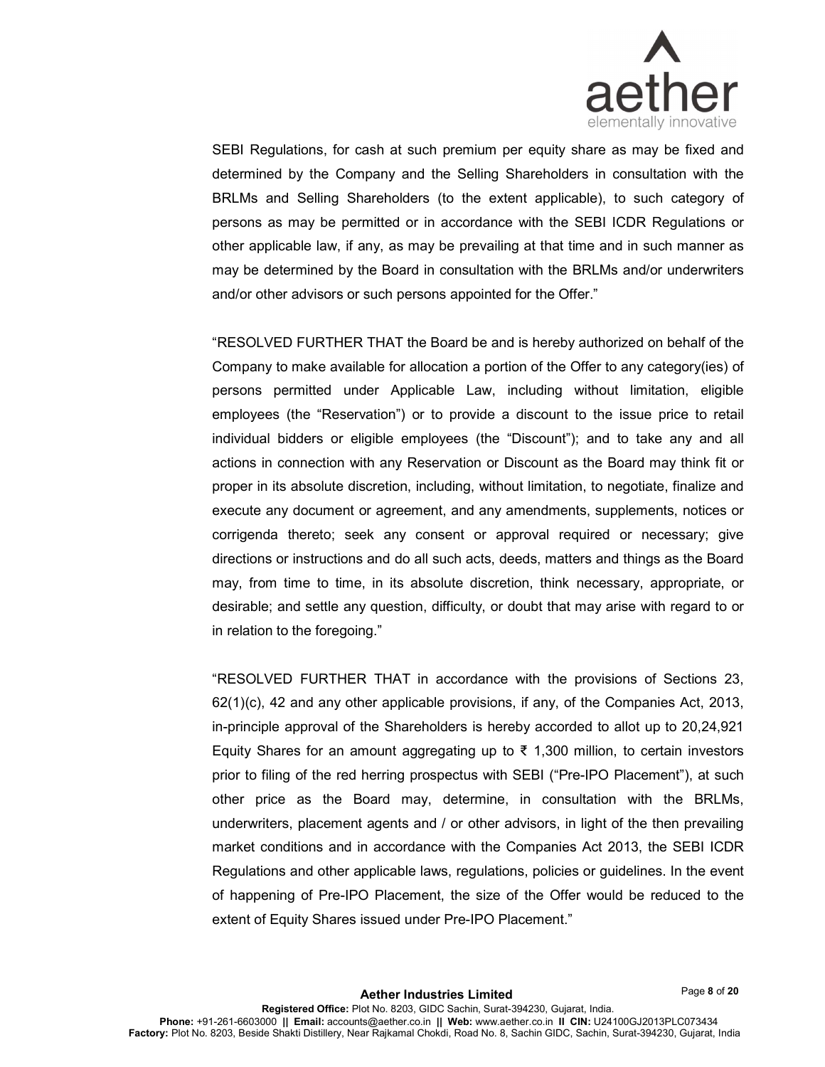SEBI Regulations, for cash at such premium per equity share as may be fixed and determined by the Company and the Selling Shareholders in consultation with the BRLMs and Selling Shareholders (to the extent applicable), to such category of persons as may be permitted or in accordance with the SEBI ICDR Regulations or other applicable law, if any, as may be prevailing at that time and in such manner as may be determined by the Board in consultation with the BRLMs and/or underwriters and/or other advisors or such persons appointed for the Offer."

"RESOLVED FURTHER THAT the Board be and is hereby authorized on behalf of the Company to make available for allocation a portion of the Offer to any category(ies) of persons permitted under Applicable Law, including without limitation, eligible employees (the "Reservation") or to provide a discount to the issue price to retail individual bidders or eligible employees (the "Discount"); and to take any and all actions in connection with any Reservation or Discount as the Board may think fit or proper in its absolute discretion, including, without limitation, to negotiate, finalize and execute any document or agreement, and any amendments, supplements, notices or corrigenda thereto; seek any consent or approval required or necessary; give directions or instructions and do all such acts, deeds, matters and things as the Board may, from time to time, in its absolute discretion, think necessary, appropriate, or desirable; and settle any question, difficulty, or doubt that may arise with regard to or in relation to the foregoing."

"RESOLVED FURTHER THAT in accordance with the provisions of Sections 23, 62(1)(c), 42 and any other applicable provisions, if any, of the Companies Act, 2013, in-principle approval of the Shareholders is hereby accorded to allot up to 20,24,921 Equity Shares for an amount aggregating up to ₹ 1,300 million, to certain investors prior to filing of the red herring prospectus with SEBI ("Pre-IPO Placement"), at such other price as the Board may, determine, in consultation with the BRLMs, underwriters, placement agents and / or other advisors, in light of the then prevailing market conditions and in accordance with the Companies Act 2013, the SEBI ICDR Regulations and other applicable laws, regulations, policies or guidelines. In the event of happening of Pre-IPO Placement, the size of the Offer would be reduced to the extent of Equity Shares issued under Pre-IPO Placement."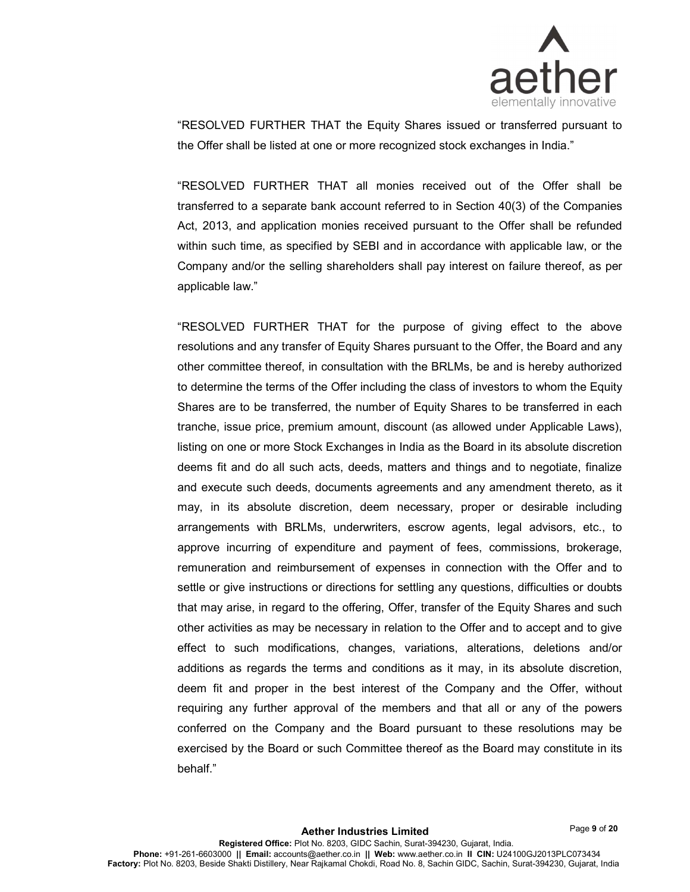"RESOLVED FURTHER THAT the Equity Shares issued or transferred pursuant to the Offer shall be listed at one or more recognized stock exchanges in India."

"RESOLVED FURTHER THAT all monies received out of the Offer shall be transferred to a separate bank account referred to in Section 40(3) of the Companies Act, 2013, and application monies received pursuant to the Offer shall be refunded within such time, as specified by SEBI and in accordance with applicable law, or the Company and/or the selling shareholders shall pay interest on failure thereof, as per applicable law."

"RESOLVED FURTHER THAT for the purpose of giving effect to the above resolutions and any transfer of Equity Shares pursuant to the Offer, the Board and any other committee thereof, in consultation with the BRLMs, be and is hereby authorized to determine the terms of the Offer including the class of investors to whom the Equity Shares are to be transferred, the number of Equity Shares to be transferred in each tranche, issue price, premium amount, discount (as allowed under Applicable Laws), listing on one or more Stock Exchanges in India as the Board in its absolute discretion deems fit and do all such acts, deeds, matters and things and to negotiate, finalize and execute such deeds, documents agreements and any amendment thereto, as it may, in its absolute discretion, deem necessary, proper or desirable including arrangements with BRLMs, underwriters, escrow agents, legal advisors, etc., to approve incurring of expenditure and payment of fees, commissions, brokerage, remuneration and reimbursement of expenses in connection with the Offer and to settle or give instructions or directions for settling any questions, difficulties or doubts that may arise, in regard to the offering, Offer, transfer of the Equity Shares and such other activities as may be necessary in relation to the Offer and to accept and to give effect to such modifications, changes, variations, alterations, deletions and/or additions as regards the terms and conditions as it may, in its absolute discretion, deem fit and proper in the best interest of the Company and the Offer, without requiring any further approval of the members and that all or any of the powers conferred on the Company and the Board pursuant to these resolutions may be exercised by the Board or such Committee thereof as the Board may constitute in its behalf."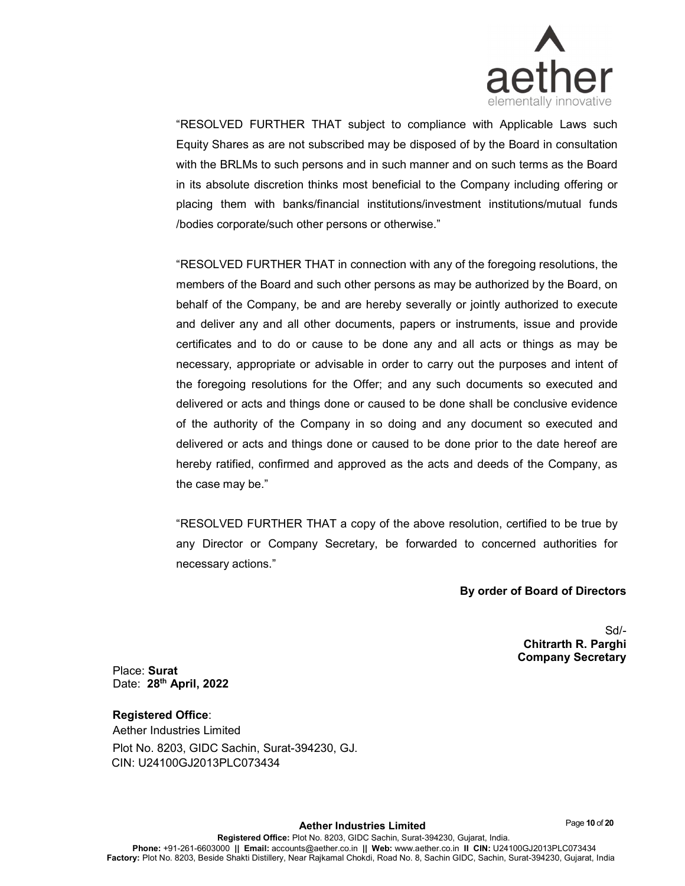"RESOLVED FURTHER THAT subject to compliance with Applicable Laws such Equity Shares as are not subscribed may be disposed of by the Board in consultation with the BRLMs to such persons and in such manner and on such terms as the Board in its absolute discretion thinks most beneficial to the Company including offering or placing them with banks/financial institutions/investment institutions/mutual funds /bodies corporate/such other persons or otherwise."

"RESOLVED FURTHER THAT in connection with any of the foregoing resolutions, the members of the Board and such other persons as may be authorized by the Board, on behalf of the Company, be and are hereby severally or jointly authorized to execute and deliver any and all other documents, papers or instruments, issue and provide certificates and to do or cause to be done any and all acts or things as may be necessary, appropriate or advisable in order to carry out the purposes and intent of the foregoing resolutions for the Offer; and any such documents so executed and delivered or acts and things done or caused to be done shall be conclusive evidence of the authority of the Company in so doing and any document so executed and delivered or acts and things done or caused to be done prior to the date hereof are hereby ratified, confirmed and approved as the acts and deeds of the Company, as the case may be."

"RESOLVED FURTHER THAT a copy of the above resolution, certified to be true by any Director or Company Secretary, be forwarded to concerned authorities for necessary actions."

**By order of Board of Directors**

Sd/-
**Chitrarth R. Parghi**
**Company Secretary**

Place: **Surat**
Date: **28th April, 2022**

**Registered Office**:
Aether Industries Limited
Plot No. 8203, GIDC Sachin, Surat-394230, GJ.
CIN: U24100GJ2013PLC073434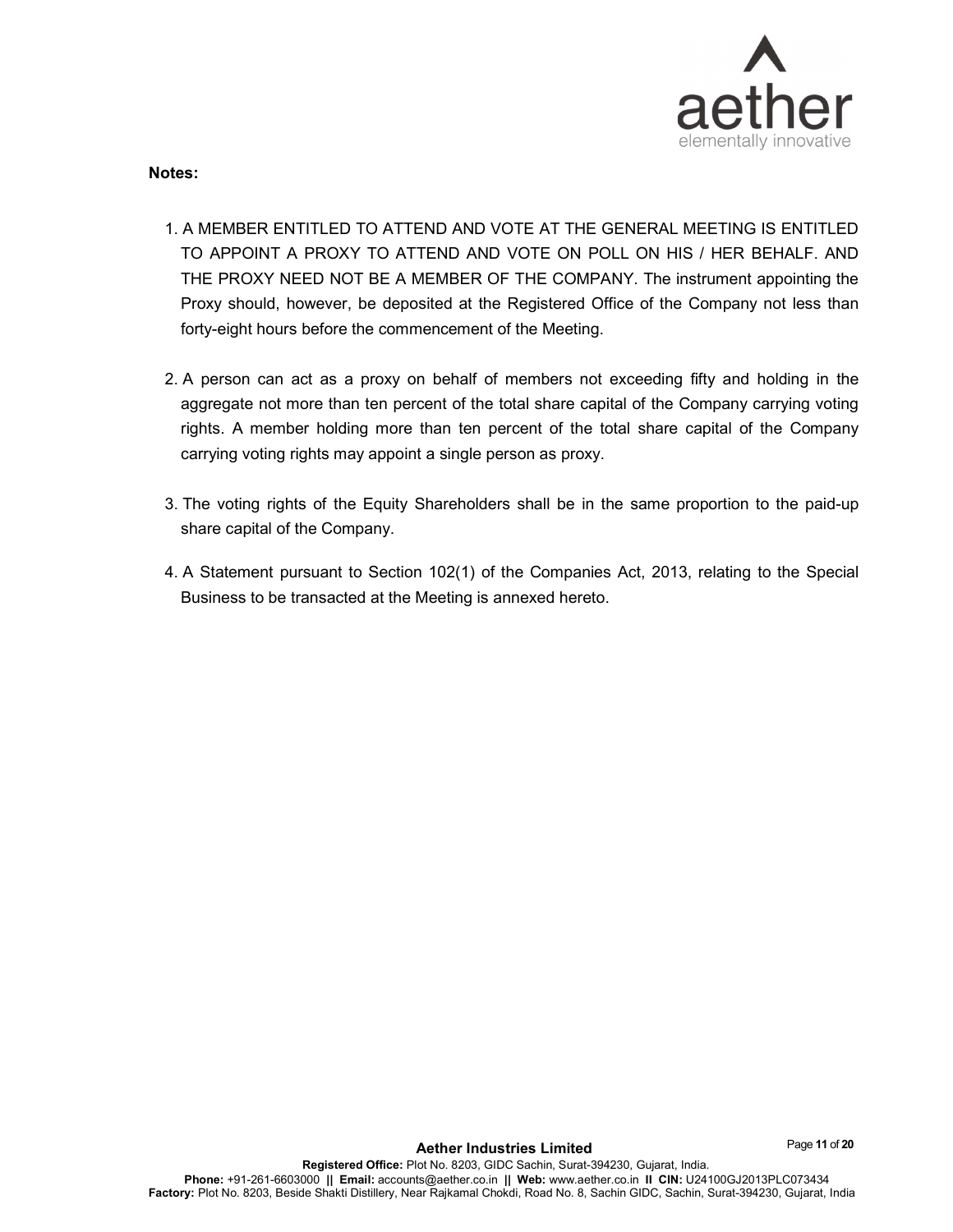**Notes:**

1. A MEMBER ENTITLED TO ATTEND AND VOTE AT THE GENERAL MEETING IS ENTITLED TO APPOINT A PROXY TO ATTEND AND VOTE ON POLL ON HIS / HER BEHALF. AND THE PROXY NEED NOT BE A MEMBER OF THE COMPANY. The instrument appointing the Proxy should, however, be deposited at the Registered Office of the Company not less than forty-eight hours before the commencement of the Meeting.

2. A person can act as a proxy on behalf of members not exceeding fifty and holding in the aggregate not more than ten percent of the total share capital of the Company carrying voting rights. A member holding more than ten percent of the total share capital of the Company carrying voting rights may appoint a single person as proxy.

3. The voting rights of the Equity Shareholders shall be in the same proportion to the paid-up share capital of the Company.

4. A Statement pursuant to Section 102(1) of the Companies Act, 2013, relating to the Special Business to be transacted at the Meeting is annexed hereto.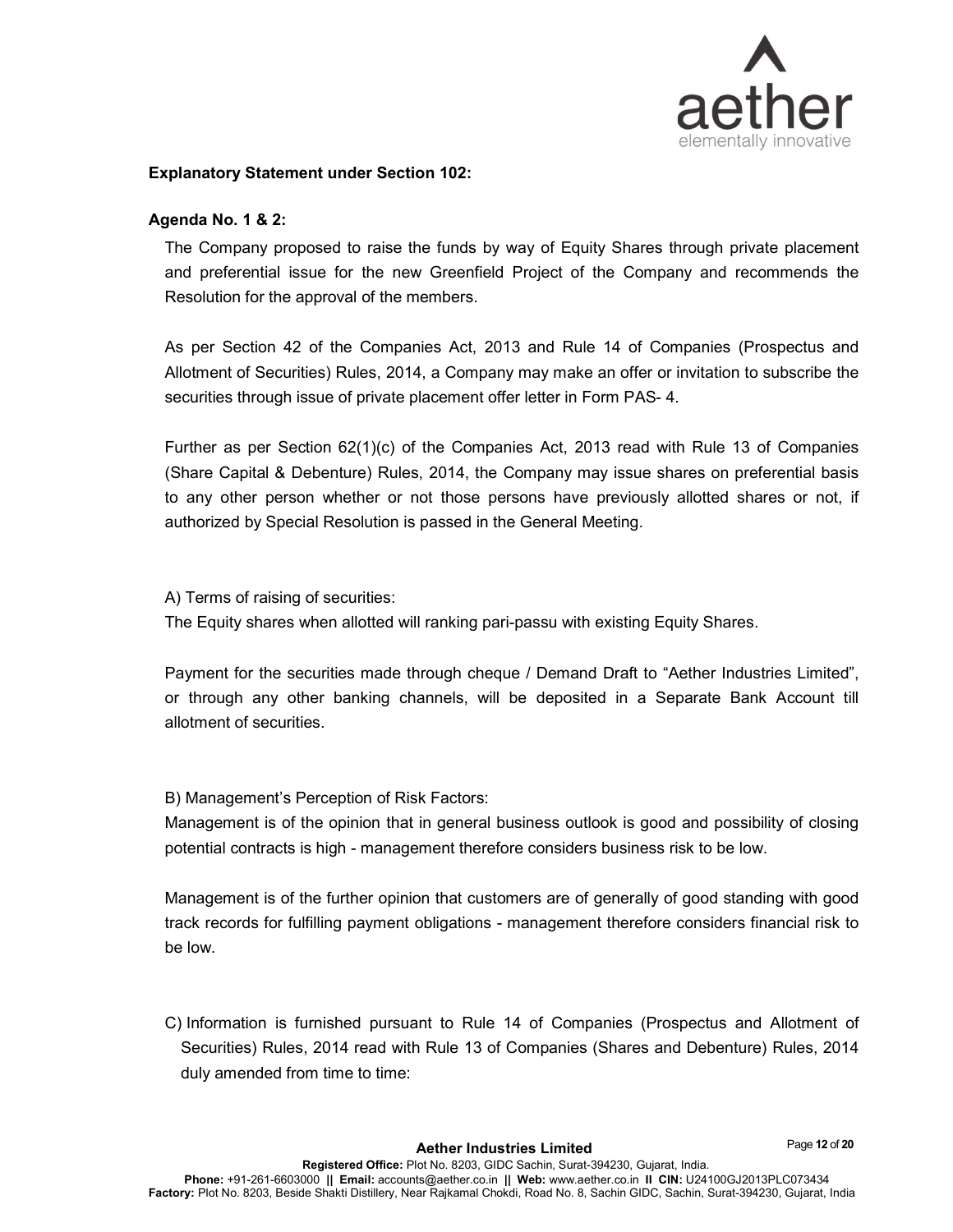**Explanatory Statement under Section 102:**

**Agenda No. 1 & 2:**

The Company proposed to raise the funds by way of Equity Shares through private placement and preferential issue for the new Greenfield Project of the Company and recommends the Resolution for the approval of the members.

As per Section 42 of the Companies Act, 2013 and Rule 14 of Companies (Prospectus and Allotment of Securities) Rules, 2014, a Company may make an offer or invitation to subscribe the securities through issue of private placement offer letter in Form PAS- 4.

Further as per Section 62(1)(c) of the Companies Act, 2013 read with Rule 13 of Companies (Share Capital & Debenture) Rules, 2014, the Company may issue shares on preferential basis to any other person whether or not those persons have previously allotted shares or not, if authorized by Special Resolution is passed in the General Meeting.

A) Terms of raising of securities:

The Equity shares when allotted will ranking pari-passu with existing Equity Shares.

Payment for the securities made through cheque / Demand Draft to "Aether Industries Limited", or through any other banking channels, will be deposited in a Separate Bank Account till allotment of securities.

B) Management's Perception of Risk Factors:

Management is of the opinion that in general business outlook is good and possibility of closing potential contracts is high - management therefore considers business risk to be low.

Management is of the further opinion that customers are of generally of good standing with good track records for fulfilling payment obligations - management therefore considers financial risk to be low.

C) Information is furnished pursuant to Rule 14 of Companies (Prospectus and Allotment of Securities) Rules, 2014 read with Rule 13 of Companies (Shares and Debenture) Rules, 2014 duly amended from time to time: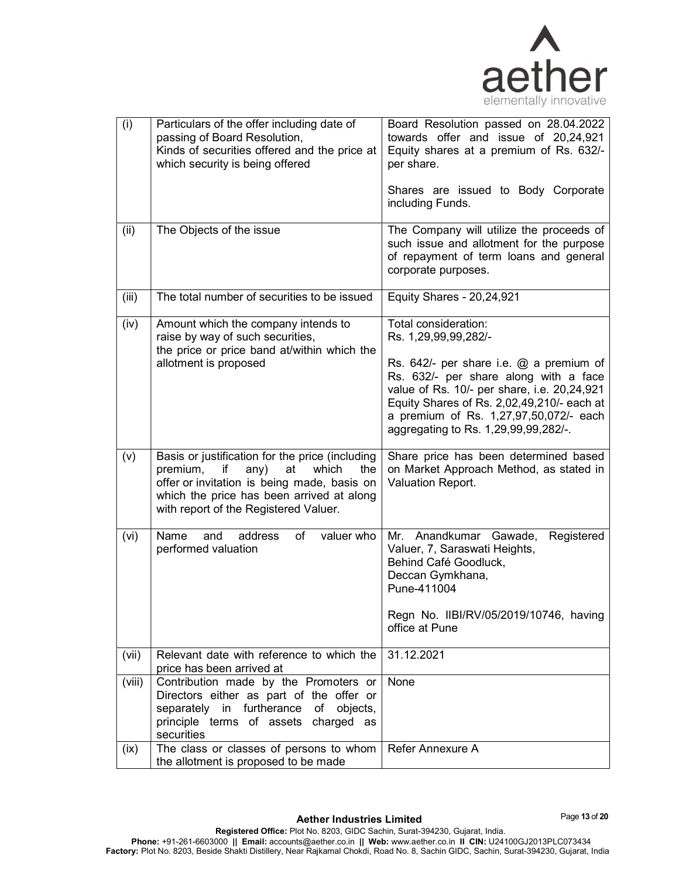| (i) | Particulars of the offer including date of passing of Board Resolution, Kinds of securities offered and the price at which security is being offered | Board Resolution passed on 28.04.2022 towards offer and issue of 20,24,921 Equity shares at a premium of Rs. 632/- per share.<br><br>Shares are issued to Body Corporate including Funds. |
|---|---|---|
| (ii) | The Objects of the issue | The Company will utilize the proceeds of such issue and allotment for the purpose of repayment of term loans and general corporate purposes. |
| (iii) | The total number of securities to be issued | Equity Shares - 20,24,921 |
| (iv) | Amount which the company intends to raise by way of such securities, the price or price band at/within which the allotment is proposed | Total consideration:<br>Rs. 1,29,99,99,282/-<br><br>Rs. 642/- per share i.e. @ a premium of Rs. 632/- per share along with a face value of Rs. 10/- per share, i.e. 20,24,921 Equity Shares of Rs. 2,02,49,210/- each at a premium of Rs. 1,27,97,50,072/- each aggregating to Rs. 1,29,99,99,282/-. |
| (v) | Basis or justification for the price (including premium, if any) at which the offer or invitation is being made, basis on which the price has been arrived at along with report of the Registered Valuer. | Share price has been determined based on Market Approach Method, as stated in Valuation Report. |
| (vi) | Name and address of valuer who performed valuation | Mr. Anandkumar Gawade, Registered Valuer, 7, Saraswati Heights,<br>Behind Café Goodluck,<br>Deccan Gymkhana,<br>Pune-411004<br><br>Regn No. IIBI/RV/05/2019/10746, having office at Pune |
| (vii) | Relevant date with reference to which the price has been arrived at | 31.12.2021 |
| (viii) | Contribution made by the Promoters or Directors either as part of the offer or separately in furtherance of objects, principle terms of assets charged as securities | None |
| (ix) | The class or classes of persons to whom the allotment is proposed to be made | Refer Annexure A |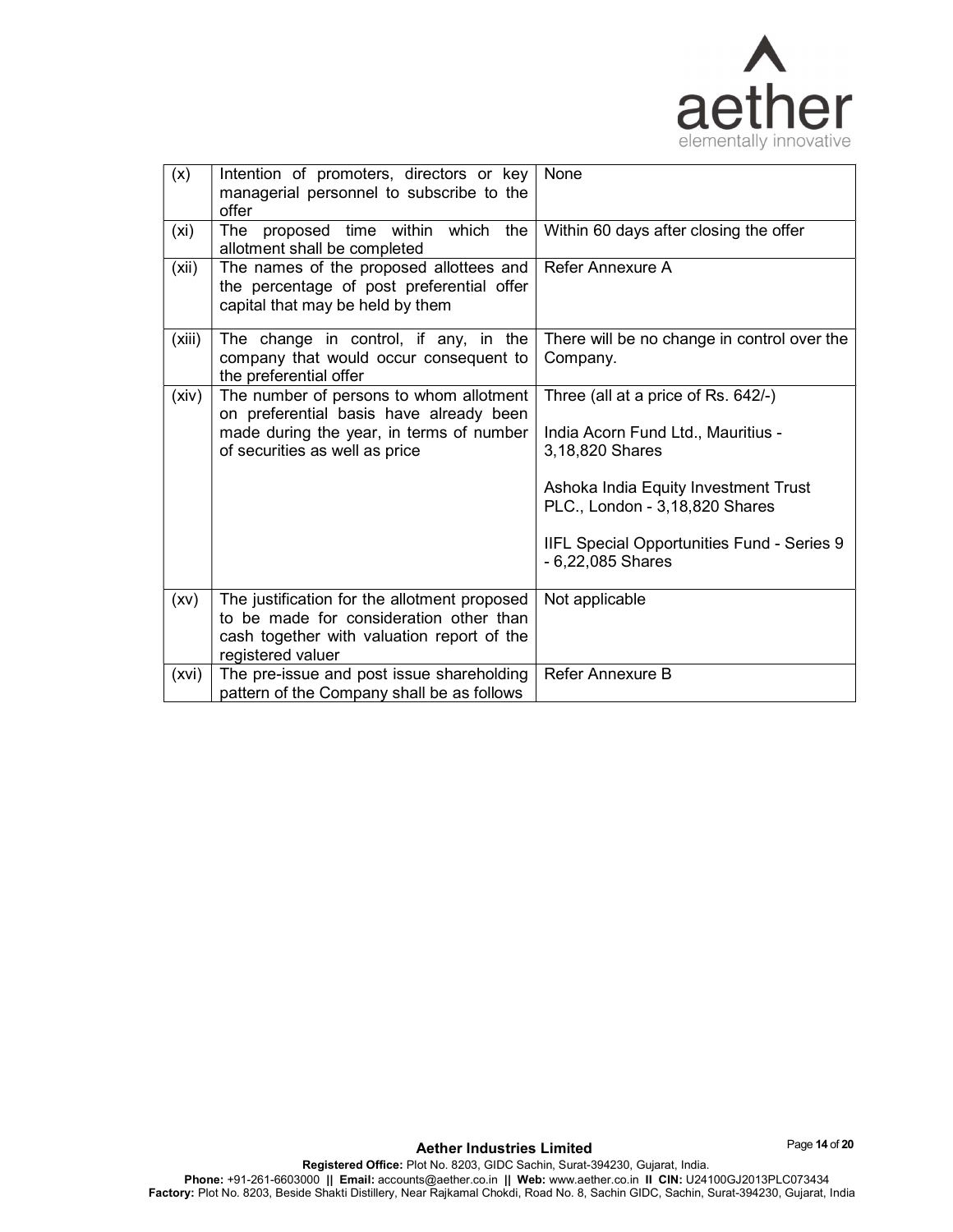| (x) | Intention of promoters, directors or key managerial personnel to subscribe to the offer | None |
|---|---|---|
| (xi) | The proposed time within which the allotment shall be completed | Within 60 days after closing the offer |
| (xii) | The names of the proposed allottees and the percentage of post preferential offer capital that may be held by them | Refer Annexure A |
| (xiii) | The change in control, if any, in the company that would occur consequent to the preferential offer | There will be no change in control over the Company. |
| (xiv) | The number of persons to whom allotment on preferential basis have already been made during the year, in terms of number of securities as well as price | Three (all at a price of Rs. 642/-)<br><br>India Acorn Fund Ltd., Mauritius - 3,18,820 Shares<br><br>Ashoka India Equity Investment Trust PLC., London - 3,18,820 Shares<br><br>IIFL Special Opportunities Fund - Series 9 - 6,22,085 Shares |
| (xv) | The justification for the allotment proposed to be made for consideration other than cash together with valuation report of the registered valuer | Not applicable |
| (xvi) | The pre-issue and post issue shareholding pattern of the Company shall be as follows | Refer Annexure B |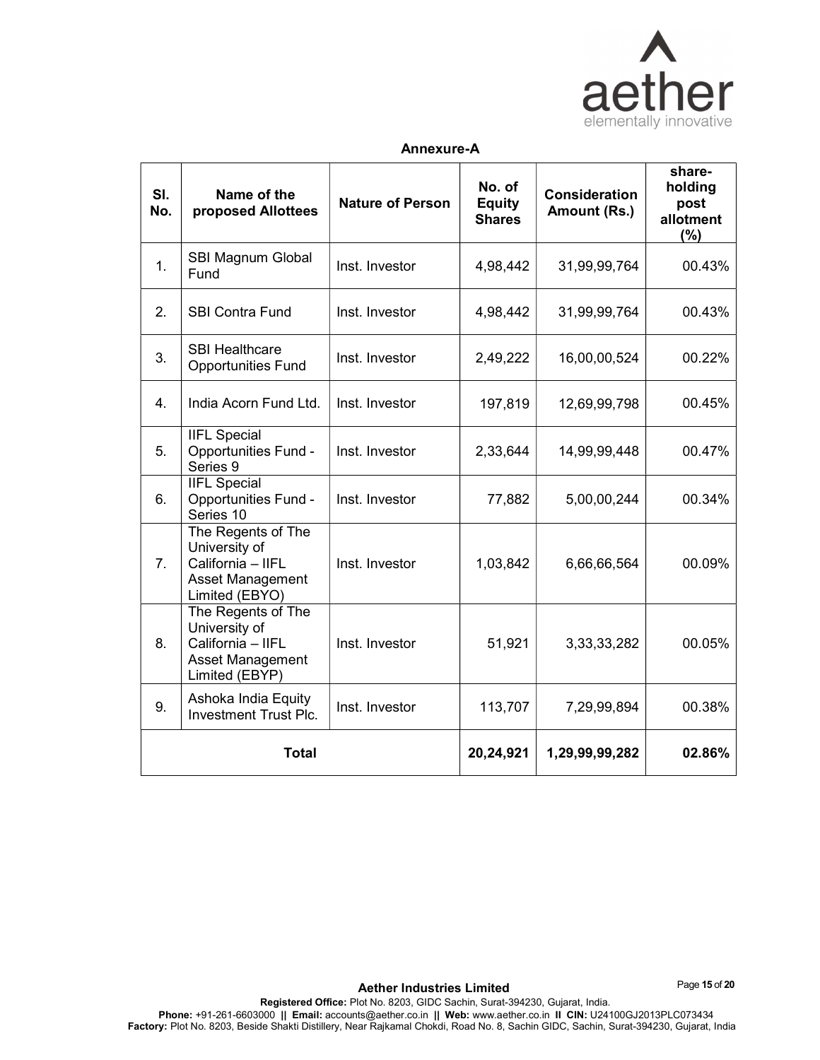## Annexure-A

| Sl. No. | Name of the proposed Allottees | Nature of Person | No. of Equity Shares | Consideration Amount (Rs.) | share-holding post allotment (%) |
|---|---|---|---|---|---|
| 1. | SBI Magnum Global Fund | Inst. Investor | 4,98,442 | 31,99,99,764 | 00.43% |
| 2. | SBI Contra Fund | Inst. Investor | 4,98,442 | 31,99,99,764 | 00.43% |
| 3. | SBI Healthcare Opportunities Fund | Inst. Investor | 2,49,222 | 16,00,00,524 | 00.22% |
| 4. | India Acorn Fund Ltd. | Inst. Investor | 197,819 | 12,69,99,798 | 00.45% |
| 5. | IIFL Special Opportunities Fund - Series 9 | Inst. Investor | 2,33,644 | 14,99,99,448 | 00.47% |
| 6. | IIFL Special Opportunities Fund - Series 10 | Inst. Investor | 77,882 | 5,00,00,244 | 00.34% |
| 7. | The Regents of The University of California – IIFL Asset Management Limited (EBYO) | Inst. Investor | 1,03,842 | 6,66,66,564 | 00.09% |
| 8. | The Regents of The University of California – IIFL Asset Management Limited (EBYP) | Inst. Investor | 51,921 | 3,33,33,282 | 00.05% |
| 9. | Ashoka India Equity Investment Trust Plc. | Inst. Investor | 113,707 | 7,29,99,894 | 00.38% |
| **Total** | | | **20,24,921** | **1,29,99,99,282** | **02.86%** |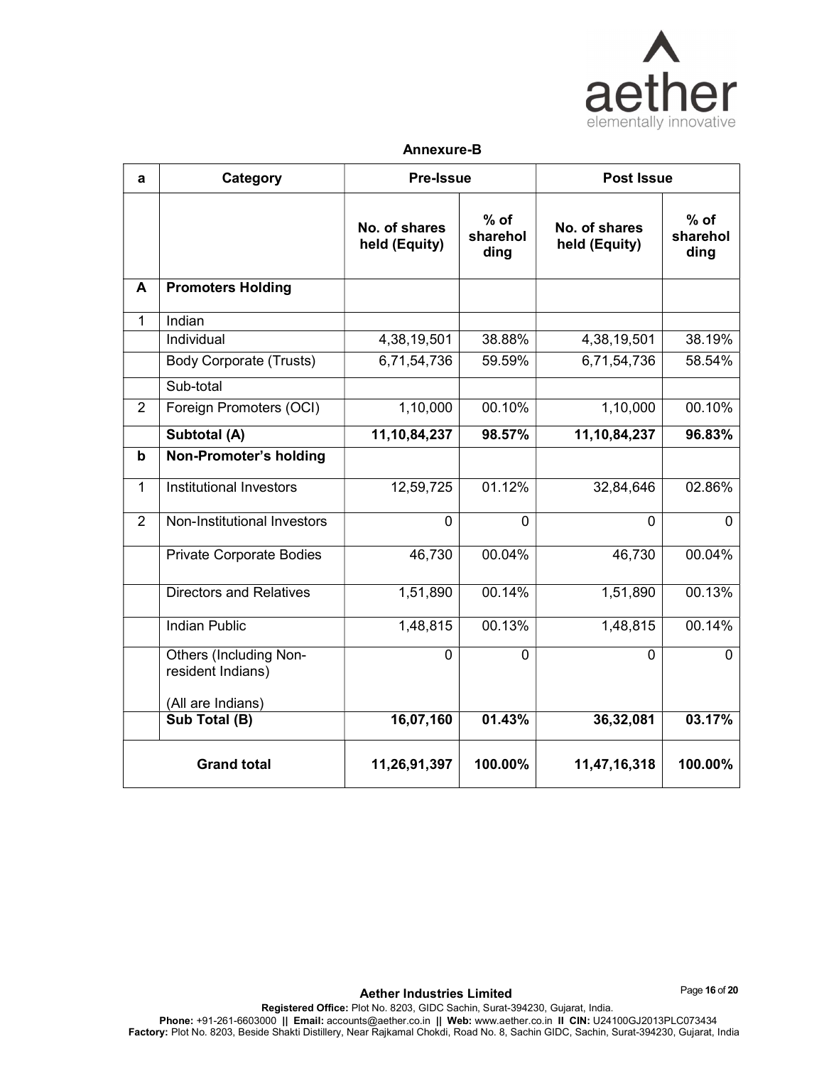**Annexure-B**

| a | Category | Pre-Issue | | Post Issue | |
|---|---|---|---|---|---|
| | | No. of shares held (Equity) | % of shareholding | No. of shares held (Equity) | % of shareholding |
| **A** | **Promoters Holding** | | | | |
| 1 | Indian | | | | |
| | Individual | 4,38,19,501 | 38.88% | 4,38,19,501 | 38.19% |
| | Body Corporate (Trusts) | 6,71,54,736 | 59.59% | 6,71,54,736 | 58.54% |
| | Sub-total | | | | |
| 2 | Foreign Promoters (OCI) | 1,10,000 | 00.10% | 1,10,000 | 00.10% |
| | **Subtotal (A)** | **11,10,84,237** | **98.57%** | **11,10,84,237** | **96.83%** |
| **b** | **Non-Promoter's holding** | | | | |
| 1 | Institutional Investors | 12,59,725 | 01.12% | 32,84,646 | 02.86% |
| 2 | Non-Institutional Investors | 0 | 0 | 0 | 0 |
| | Private Corporate Bodies | 46,730 | 00.04% | 46,730 | 00.04% |
| | Directors and Relatives | 1,51,890 | 00.14% | 1,51,890 | 00.13% |
| | Indian Public | 1,48,815 | 00.13% | 1,48,815 | 00.14% |
| | Others (Including Non-resident Indians) (All are Indians) | 0 | 0 | 0 | 0 |
| | **Sub Total (B)** | **16,07,160** | **01.43%** | **36,32,081** | **03.17%** |
| **Grand total** | | **11,26,91,397** | **100.00%** | **11,47,16,318** | **100.00%** |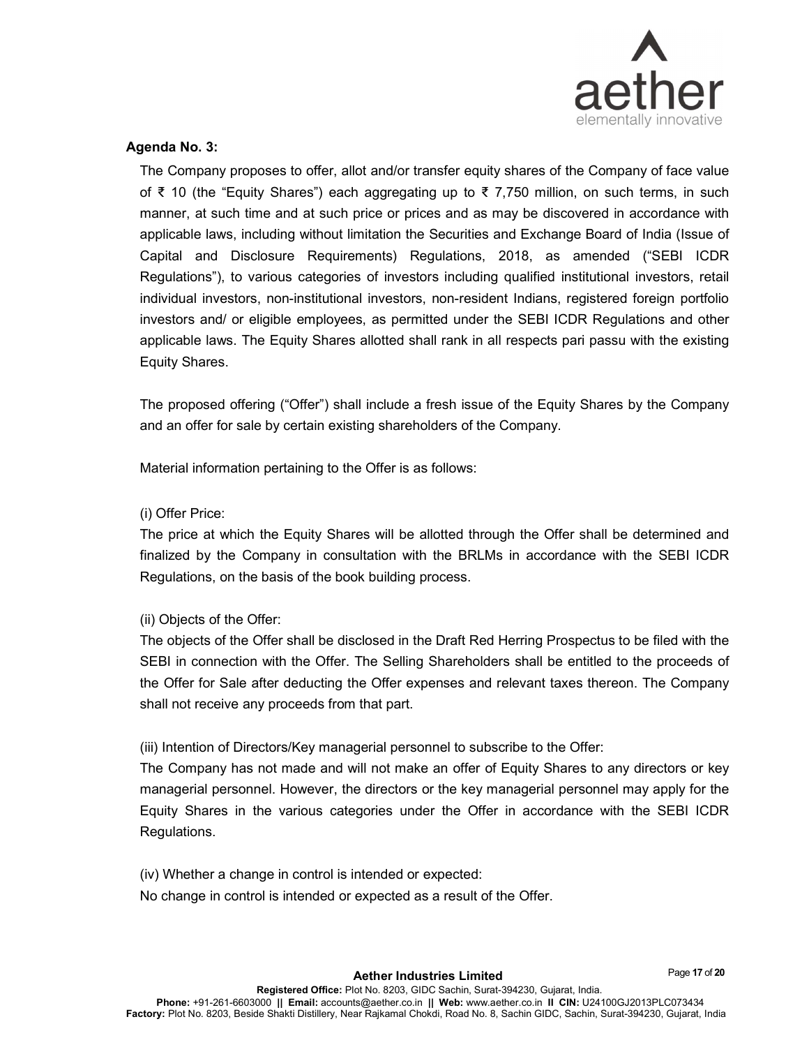**Agenda No. 3:**

The Company proposes to offer, allot and/or transfer equity shares of the Company of face value of ₹ 10 (the "Equity Shares") each aggregating up to ₹ 7,750 million, on such terms, in such manner, at such time and at such price or prices and as may be discovered in accordance with applicable laws, including without limitation the Securities and Exchange Board of India (Issue of Capital and Disclosure Requirements) Regulations, 2018, as amended ("SEBI ICDR Regulations"), to various categories of investors including qualified institutional investors, retail individual investors, non-institutional investors, non-resident Indians, registered foreign portfolio investors and/ or eligible employees, as permitted under the SEBI ICDR Regulations and other applicable laws. The Equity Shares allotted shall rank in all respects pari passu with the existing Equity Shares.

The proposed offering ("Offer") shall include a fresh issue of the Equity Shares by the Company and an offer for sale by certain existing shareholders of the Company.

Material information pertaining to the Offer is as follows:

(i) Offer Price:

The price at which the Equity Shares will be allotted through the Offer shall be determined and finalized by the Company in consultation with the BRLMs in accordance with the SEBI ICDR Regulations, on the basis of the book building process.

(ii) Objects of the Offer:

The objects of the Offer shall be disclosed in the Draft Red Herring Prospectus to be filed with the SEBI in connection with the Offer. The Selling Shareholders shall be entitled to the proceeds of the Offer for Sale after deducting the Offer expenses and relevant taxes thereon. The Company shall not receive any proceeds from that part.

(iii) Intention of Directors/Key managerial personnel to subscribe to the Offer:

The Company has not made and will not make an offer of Equity Shares to any directors or key managerial personnel. However, the directors or the key managerial personnel may apply for the Equity Shares in the various categories under the Offer in accordance with the SEBI ICDR Regulations.

(iv) Whether a change in control is intended or expected:

No change in control is intended or expected as a result of the Offer.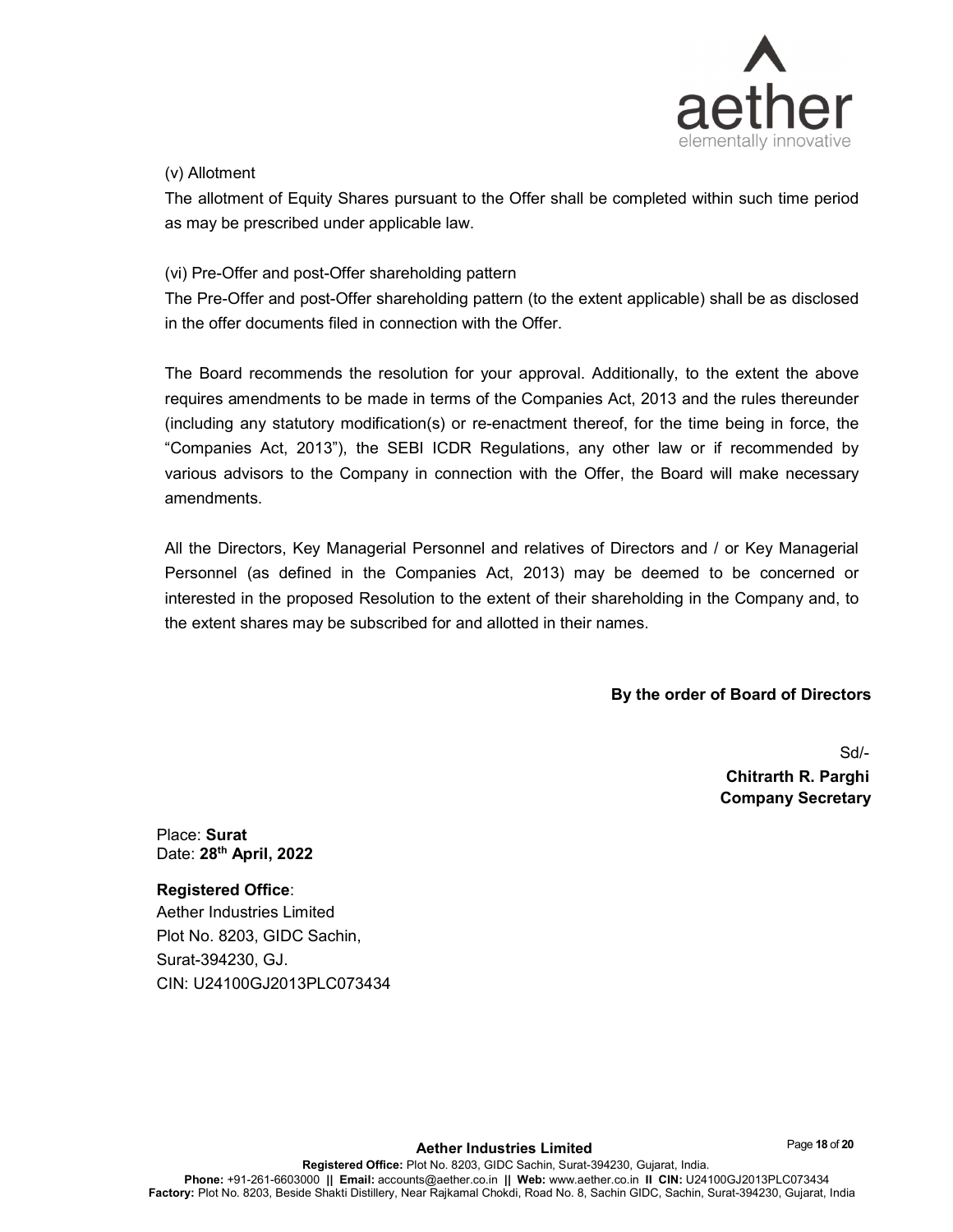(v) Allotment

The allotment of Equity Shares pursuant to the Offer shall be completed within such time period as may be prescribed under applicable law.

(vi) Pre-Offer and post-Offer shareholding pattern

The Pre-Offer and post-Offer shareholding pattern (to the extent applicable) shall be as disclosed in the offer documents filed in connection with the Offer.

The Board recommends the resolution for your approval. Additionally, to the extent the above requires amendments to be made in terms of the Companies Act, 2013 and the rules thereunder (including any statutory modification(s) or re-enactment thereof, for the time being in force, the "Companies Act, 2013"), the SEBI ICDR Regulations, any other law or if recommended by various advisors to the Company in connection with the Offer, the Board will make necessary amendments.

All the Directors, Key Managerial Personnel and relatives of Directors and / or Key Managerial Personnel (as defined in the Companies Act, 2013) may be deemed to be concerned or interested in the proposed Resolution to the extent of their shareholding in the Company and, to the extent shares may be subscribed for and allotted in their names.

**By the order of Board of Directors**

Sd/-

**Chitrarth R. Parghi**
**Company Secretary**

Place: **Surat**
Date: **28th April, 2022**

**Registered Office**:
Aether Industries Limited
Plot No. 8203, GIDC Sachin,
Surat-394230, GJ.
CIN: U24100GJ2013PLC073434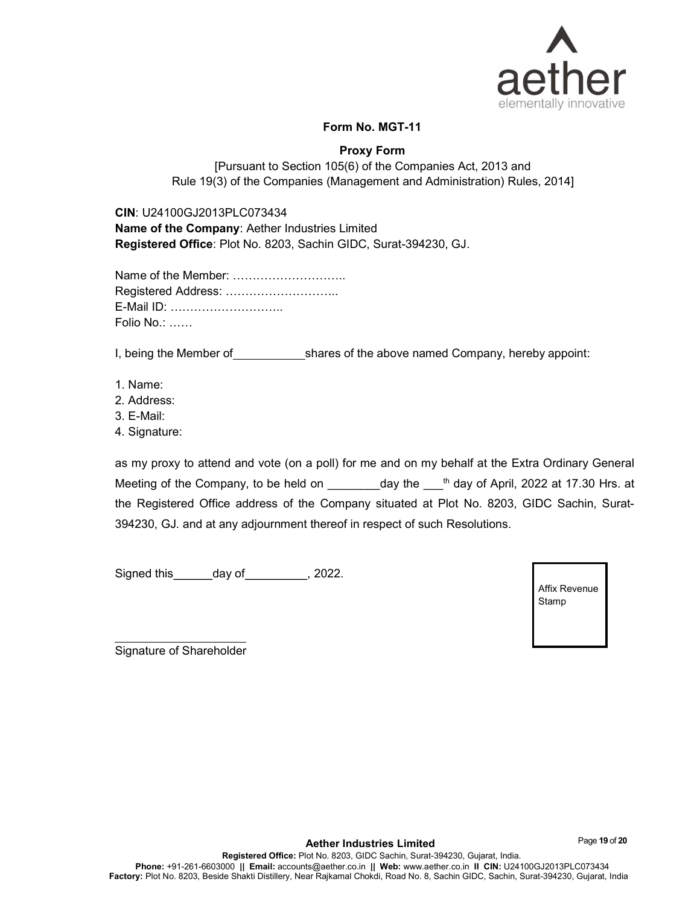## Form No. MGT-11

### Proxy Form

[Pursuant to Section 105(6) of the Companies Act, 2013 and Rule 19(3) of the Companies (Management and Administration) Rules, 2014]

**CIN**: U24100GJ2013PLC073434
**Name of the Company**: Aether Industries Limited
**Registered Office**: Plot No. 8203, Sachin GIDC, Surat-394230, GJ.

Name of the Member: ………………………..
Registered Address: ………………………..
E-Mail ID: ………………………..
Folio No.: ……

I, being the Member of___________shares of the above named Company, hereby appoint:

1. Name:
2. Address:
3. E-Mail:
4. Signature:

as my proxy to attend and vote (on a poll) for me and on my behalf at the Extra Ordinary General Meeting of the Company, to be held on ________day the ___th day of April, 2022 at 17.30 Hrs. at the Registered Office address of the Company situated at Plot No. 8203, GIDC Sachin, Surat-394230, GJ. and at any adjournment thereof in respect of such Resolutions.

Signed this______day of_________, 2022.

Affix Revenue Stamp

_____________________
Signature of Shareholder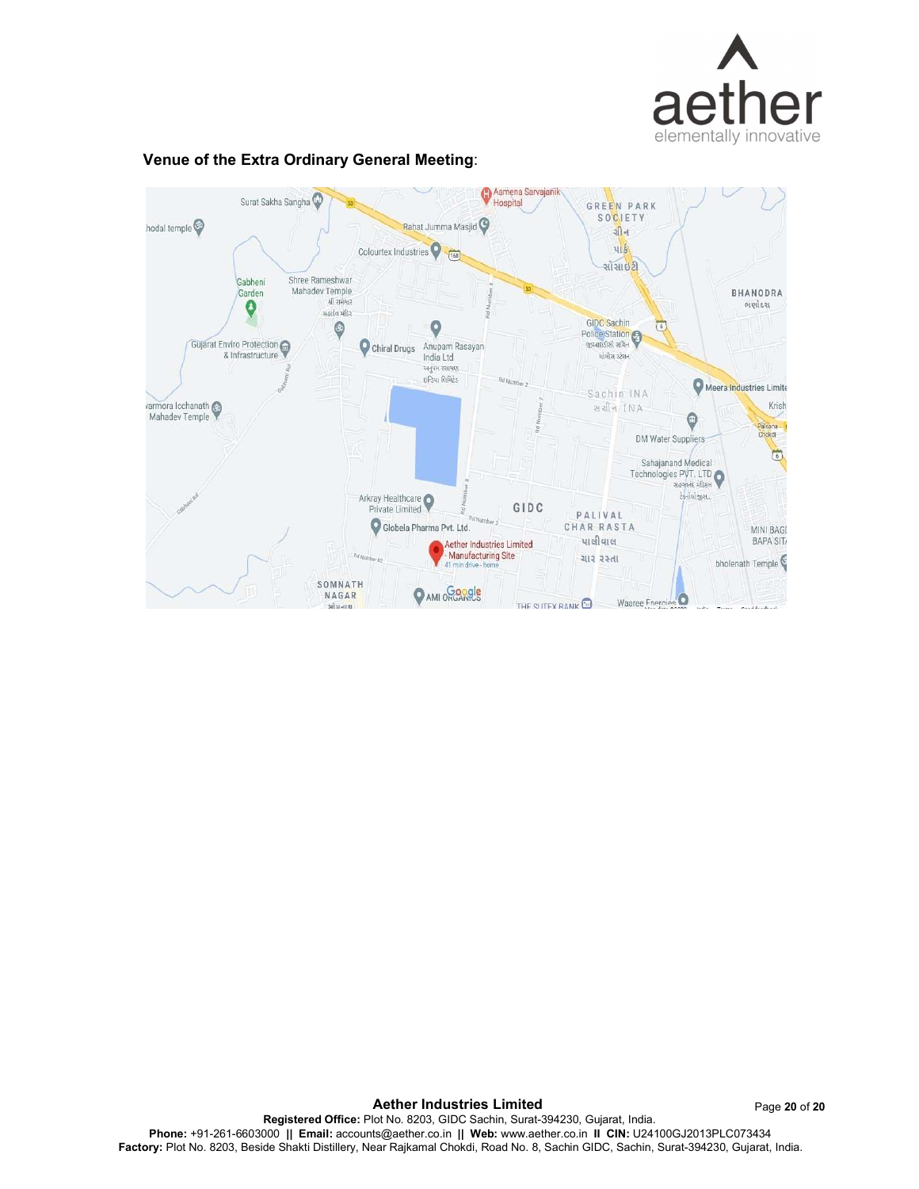**Venue of the Extra Ordinary General Meeting**: